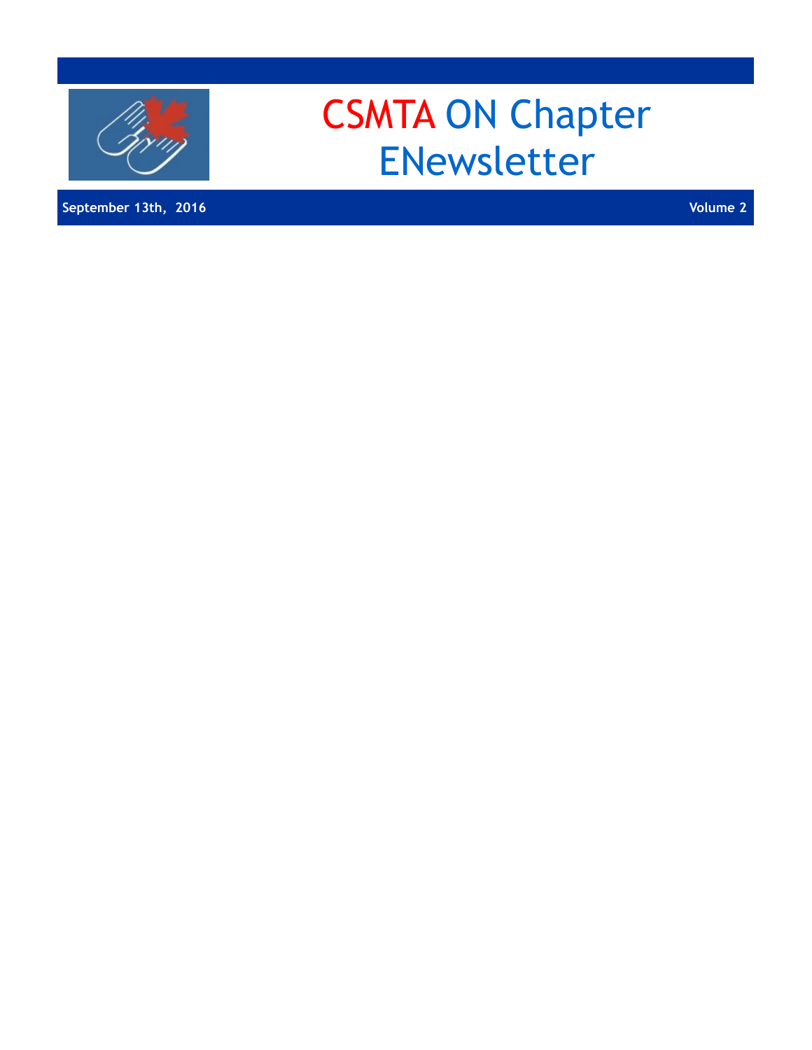# CSMTA ON Chapter ENewsletter

**September 13th, 2016** **Volume 2**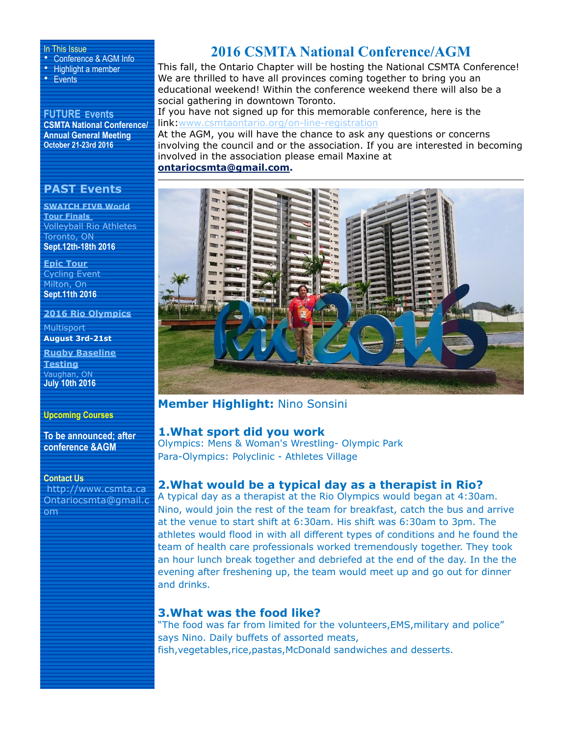In This Issue

- Conference & AGM Info
- Highlight a member
- Events

**FUTURE Events**

**CSMTA National Conference/ Annual General Meeting**
**October 21-23rd 2016**

## PAST Events

**SWATCH FIVB World Tour Finals**
Volleyball Rio Athletes
Toronto, ON
**Sept.12th-18th 2016**

**Epic Tour**
Cycling Event
Milton, On
**Sept.11th 2016**

**2016 Rio Olympics**
Multisport
**August 3rd-21st**

**Rugby Baseline Testing**
Vaughan, ON
**July 10th 2016**

**Upcoming Courses**

**To be announced; after conference &AGM**

**Contact Us**
http://www.csmta.ca
Ontariocsmta@gmail.com

# 2016 CSMTA National Conference/AGM

This fall, the Ontario Chapter will be hosting the National CSMTA Conference! We are thrilled to have all provinces coming together to bring you an educational weekend! Within the conference weekend there will also be a social gathering in downtown Toronto.
If you have not signed up for this memorable conference, here is the link:www.csmtaontario.org/on-line-registration
At the AGM, you will have the chance to ask any questions or concerns involving the council and or the association. If you are interested in becoming involved in the association please email Maxine at **ontariocsmta@gmail.com**.

**Member Highlight:** Nino Sonsini

### 1.What sport did you work

Olympics: Mens & Woman's Wrestling- Olympic Park
Para-Olympics: Polyclinic - Athletes Village

### 2.What would be a typical day as a therapist in Rio?

A typical day as a therapist at the Rio Olympics would began at 4:30am. Nino, would join the rest of the team for breakfast, catch the bus and arrive at the venue to start shift at 6:30am. His shift was 6:30am to 3pm. The athletes would flood in with all different types of conditions and he found the team of health care professionals worked tremendously together. They took an hour lunch break together and debriefed at the end of the day. In the the evening after freshening up, the team would meet up and go out for dinner and drinks.

### 3.What was the food like?

"The food was far from limited for the volunteers,EMS,military and police" says Nino. Daily buffets of assorted meats, fish,vegetables,rice,pastas,McDonald sandwiches and desserts.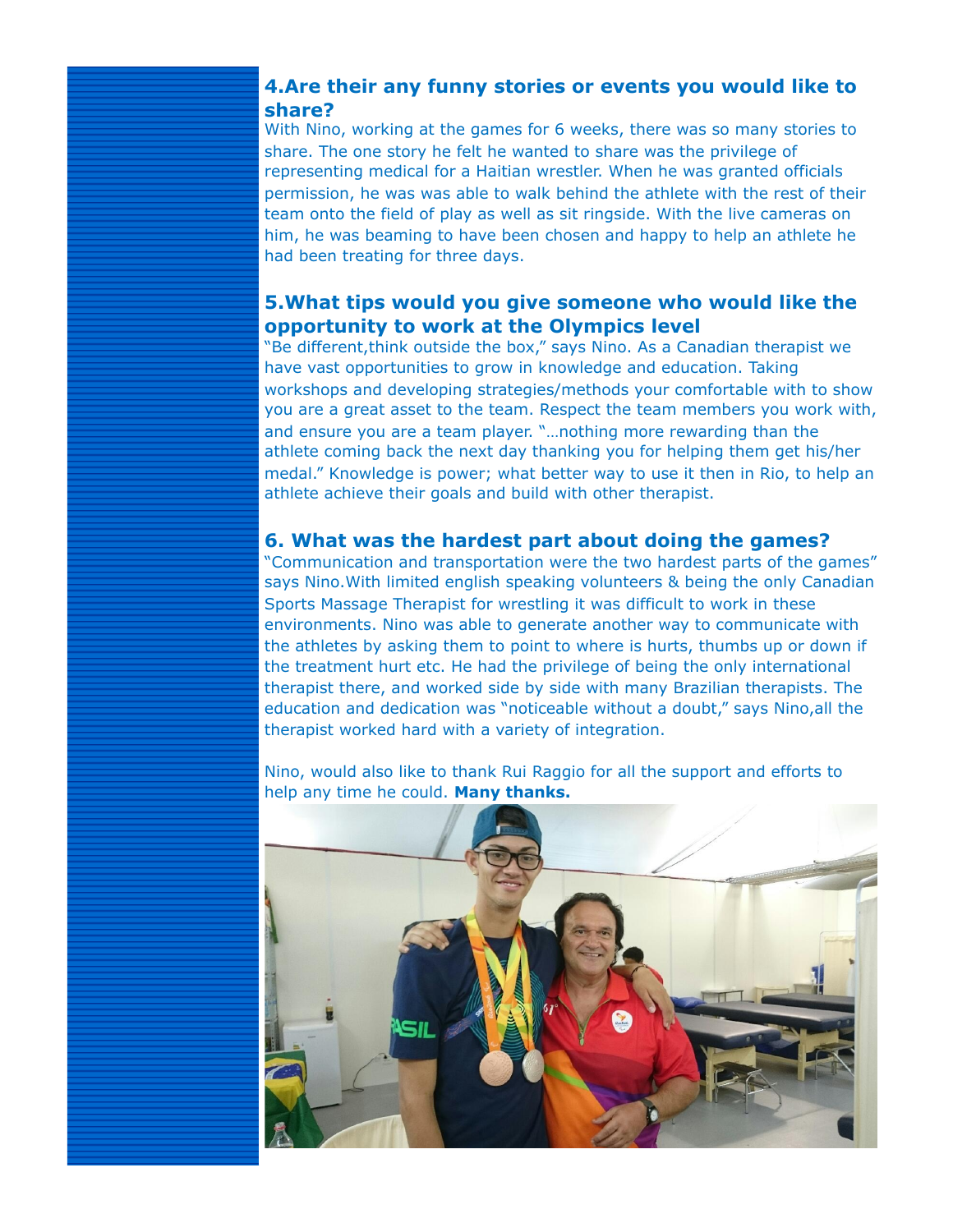## 4.Are their any funny stories or events you would like to share?

With Nino, working at the games for 6 weeks, there was so many stories to share. The one story he felt he wanted to share was the privilege of representing medical for a Haitian wrestler. When he was granted officials permission, he was was able to walk behind the athlete with the rest of their team onto the field of play as well as sit ringside. With the live cameras on him, he was beaming to have been chosen and happy to help an athlete he had been treating for three days.

## 5.What tips would you give someone who would like the opportunity to work at the Olympics level

"Be different,think outside the box," says Nino. As a Canadian therapist we have vast opportunities to grow in knowledge and education. Taking workshops and developing strategies/methods your comfortable with to show you are a great asset to the team. Respect the team members you work with, and ensure you are a team player. "…nothing more rewarding than the athlete coming back the next day thanking you for helping them get his/her medal." Knowledge is power; what better way to use it then in Rio, to help an athlete achieve their goals and build with other therapist.

## 6. What was the hardest part about doing the games?

"Communication and transportation were the two hardest parts of the games" says Nino.With limited english speaking volunteers & being the only Canadian Sports Massage Therapist for wrestling it was difficult to work in these environments. Nino was able to generate another way to communicate with the athletes by asking them to point to where is hurts, thumbs up or down if the treatment hurt etc. He had the privilege of being the only international therapist there, and worked side by side with many Brazilian therapists. The education and dedication was "noticeable without a doubt," says Nino,all the therapist worked hard with a variety of integration.

Nino, would also like to thank Rui Raggio for all the support and efforts to help any time he could. **Many thanks.**